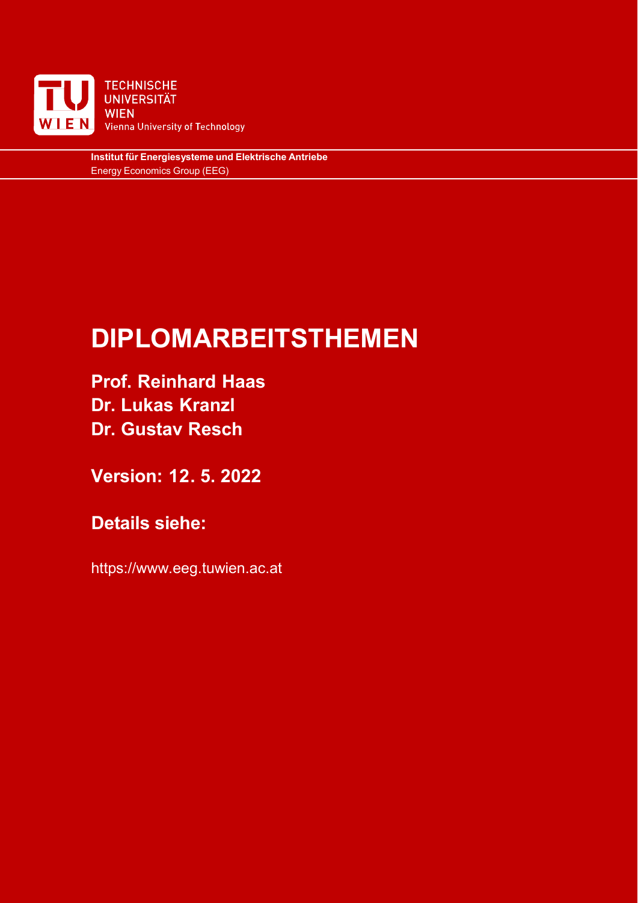TECHNISCHE
UNIVERSITÄT
WIEN
Vienna University of Technology

**Institut für Energiesysteme und Elektrische Antriebe**
Energy Economics Group (EEG)

# DIPLOMARBEITSTHEMEN

**Prof. Reinhard Haas**
**Dr. Lukas Kranzl**
**Dr. Gustav Resch**

**Version: 12. 5. 2022**

**Details siehe:**

https://www.eeg.tuwien.ac.at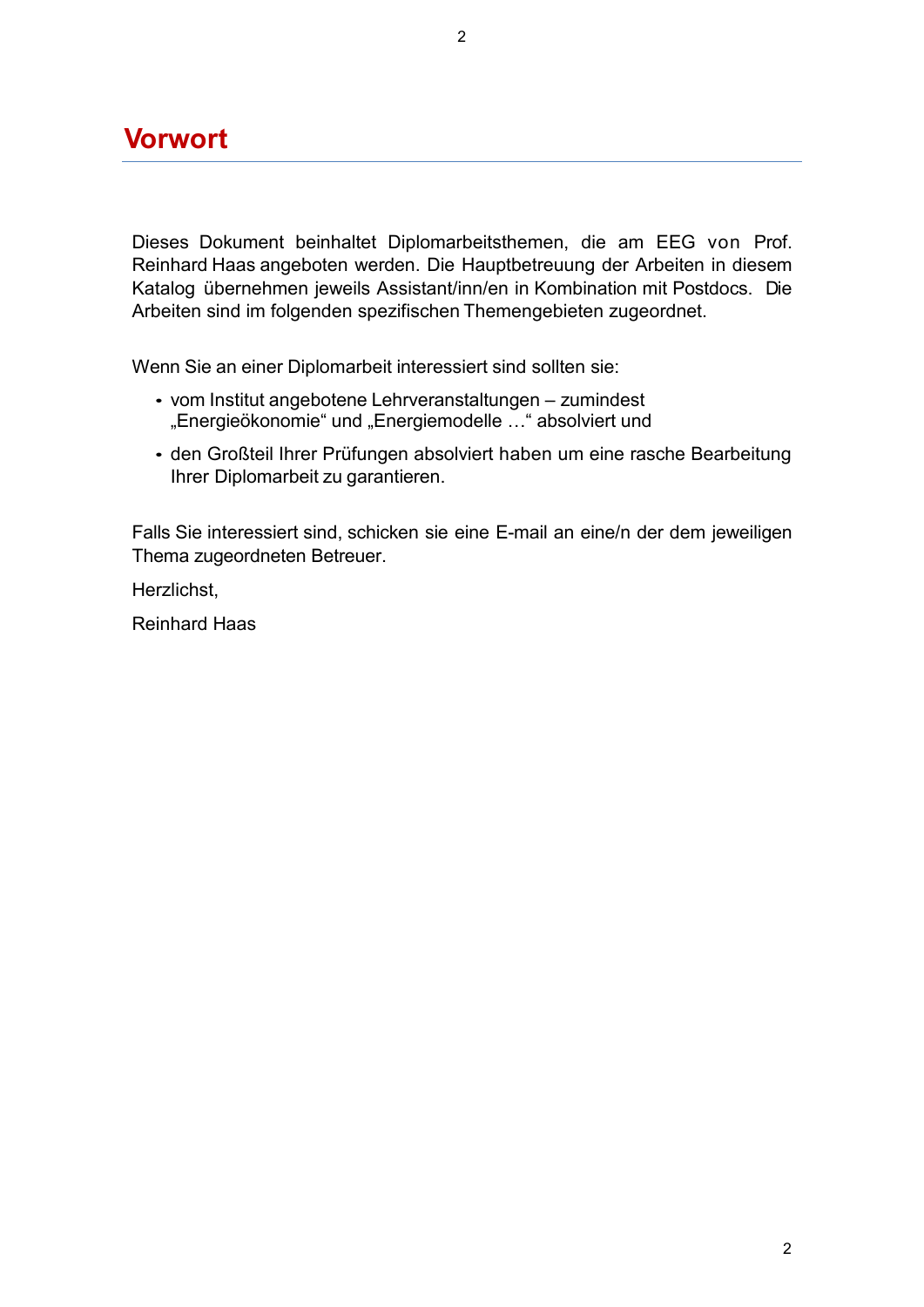# Vorwort

Dieses Dokument beinhaltet Diplomarbeitsthemen, die am EEG von Prof. Reinhard Haas angeboten werden. Die Hauptbetreuung der Arbeiten in diesem Katalog übernehmen jeweils Assistant/inn/en in Kombination mit Postdocs. Die Arbeiten sind im folgenden spezifischen Themengebieten zugeordnet.

Wenn Sie an einer Diplomarbeit interessiert sind sollten sie:

- vom Institut angebotene Lehrveranstaltungen – zumindest „Energieökonomie“ und „Energiemodelle …“ absolviert und
- den Großteil Ihrer Prüfungen absolviert haben um eine rasche Bearbeitung Ihrer Diplomarbeit zu garantieren.

Falls Sie interessiert sind, schicken sie eine E-mail an eine/n der dem jeweiligen Thema zugeordneten Betreuer.

Herzlichst,

Reinhard Haas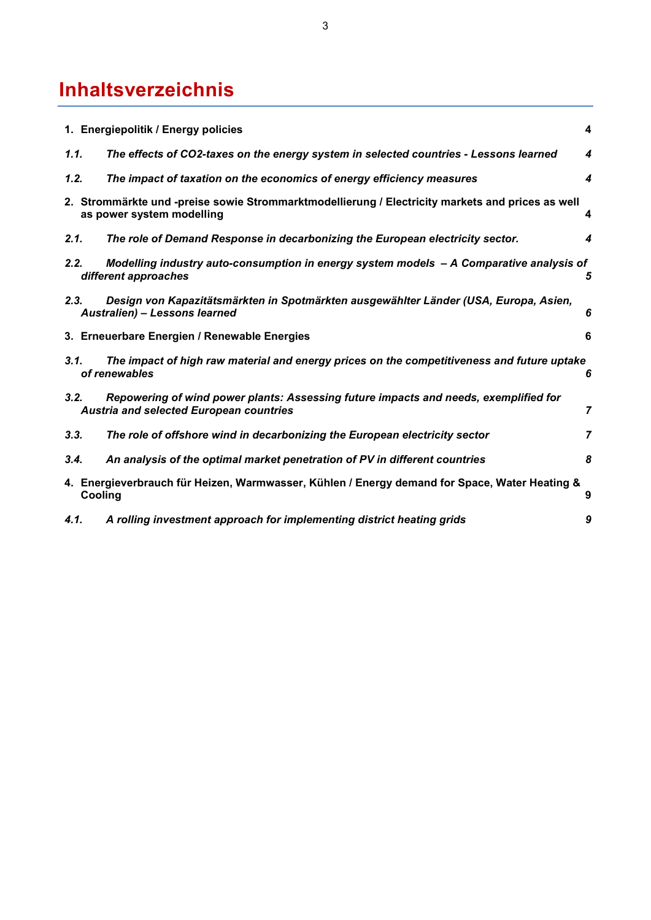# Inhaltsverzeichnis

| | |
|---|---|
| **1. Energiepolitik / Energy policies** | **4** |
| ***1.1. The effects of CO2-taxes on the energy system in selected countries - Lessons learned*** | ***4*** |
| ***1.2. The impact of taxation on the economics of energy efficiency measures*** | ***4*** |
| **2. Strommärkte und -preise sowie Strommarktmodellierung / Electricity markets and prices as well as power system modelling** | **4** |
| ***2.1. The role of Demand Response in decarbonizing the European electricity sector.*** | ***4*** |
| ***2.2. Modelling industry auto-consumption in energy system models – A Comparative analysis of different approaches*** | ***5*** |
| ***2.3. Design von Kapazitätsmärkten in Spotmärkten ausgewählter Länder (USA, Europa, Asien, Australien) – Lessons learned*** | ***6*** |
| **3. Erneuerbare Energien / Renewable Energies** | **6** |
| ***3.1. The impact of high raw material and energy prices on the competitiveness and future uptake of renewables*** | ***6*** |
| ***3.2. Repowering of wind power plants: Assessing future impacts and needs, exemplified for Austria and selected European countries*** | ***7*** |
| ***3.3. The role of offshore wind in decarbonizing the European electricity sector*** | ***7*** |
| ***3.4. An analysis of the optimal market penetration of PV in different countries*** | ***8*** |
| **4. Energieverbrauch für Heizen, Warmwasser, Kühlen / Energy demand for Space, Water Heating & Cooling** | **9** |
| ***4.1. A rolling investment approach for implementing district heating grids*** | ***9*** |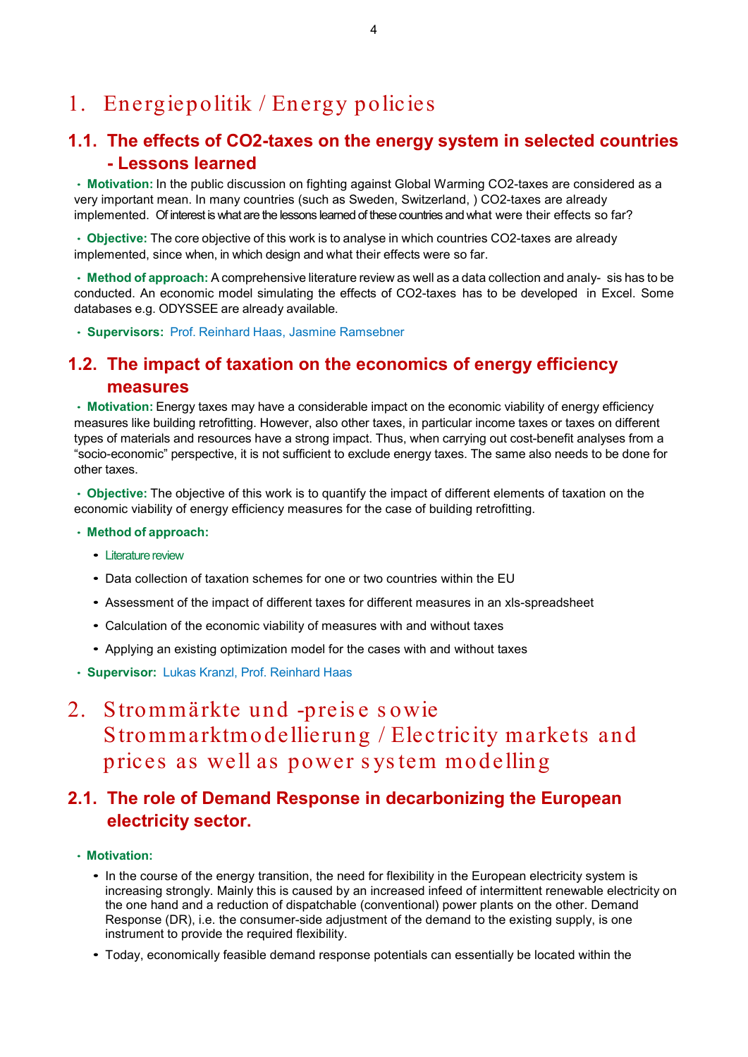# 1. Energiepolitik / Energy policies

## 1.1. The effects of CO2-taxes on the energy system in selected countries - Lessons learned

- **Motivation:** In the public discussion on fighting against Global Warming CO2-taxes are considered as a very important mean. In many countries (such as Sweden, Switzerland, ) CO2-taxes are already implemented. Of interest is what are the lessons learned of these countries and what were their effects so far?

- **Objective:** The core objective of this work is to analyse in which countries CO2-taxes are already implemented, since when, in which design and what their effects were so far.

- **Method of approach:** A comprehensive literature review as well as a data collection and analy- sis has to be conducted. An economic model simulating the effects of CO2-taxes has to be developed in Excel. Some databases e.g. ODYSSEE are already available.

- **Supervisors:** Prof. Reinhard Haas, Jasmine Ramsebner

## 1.2. The impact of taxation on the economics of energy efficiency measures

- **Motivation:** Energy taxes may have a considerable impact on the economic viability of energy efficiency measures like building retrofitting. However, also other taxes, in particular income taxes or taxes on different types of materials and resources have a strong impact. Thus, when carrying out cost-benefit analyses from a "socio-economic" perspective, it is not sufficient to exclude energy taxes. The same also needs to be done for other taxes.

- **Objective:** The objective of this work is to quantify the impact of different elements of taxation on the economic viability of energy efficiency measures for the case of building retrofitting.

- **Method of approach:**
  - Literature review
  - Data collection of taxation schemes for one or two countries within the EU
  - Assessment of the impact of different taxes for different measures in an xls-spreadsheet
  - Calculation of the economic viability of measures with and without taxes
  - Applying an existing optimization model for the cases with and without taxes

- **Supervisor:** Lukas Kranzl, Prof. Reinhard Haas

# 2. Strommärkte und -preise sowie Strommarktmodellierung / Electricity markets and prices as well as power system modelling

## 2.1. The role of Demand Response in decarbonizing the European electricity sector.

- **Motivation:**
  - In the course of the energy transition, the need for flexibility in the European electricity system is increasing strongly. Mainly this is caused by an increased infeed of intermittent renewable electricity on the one hand and a reduction of dispatchable (conventional) power plants on the other. Demand Response (DR), i.e. the consumer-side adjustment of the demand to the existing supply, is one instrument to provide the required flexibility.
  - Today, economically feasible demand response potentials can essentially be located within the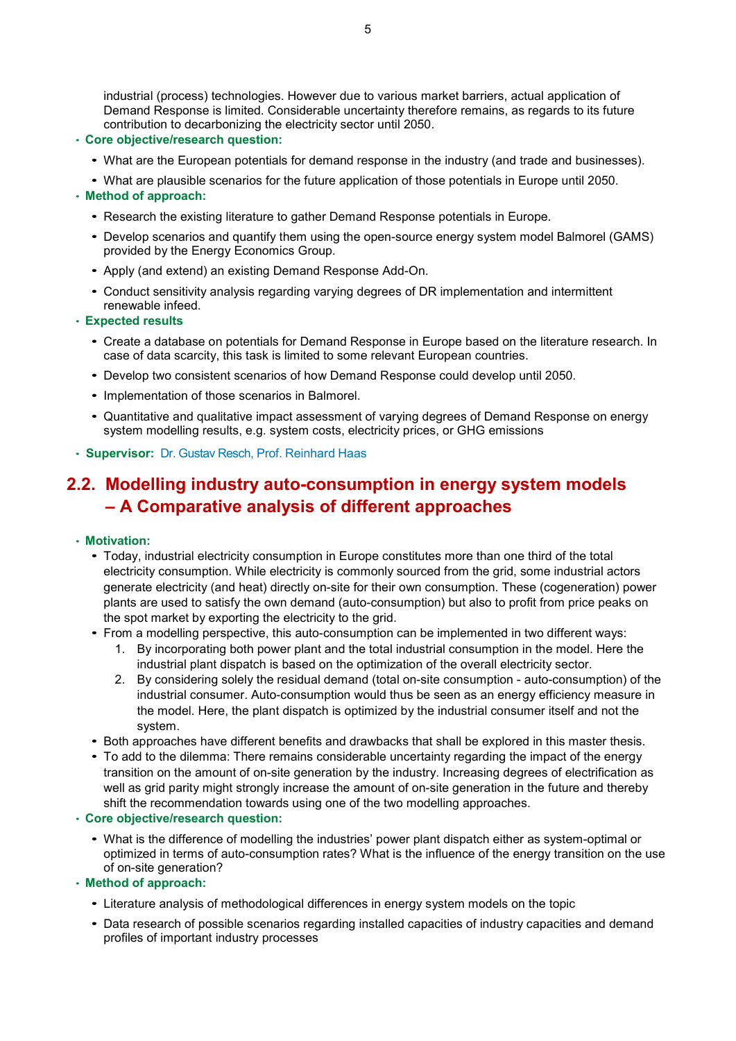industrial (process) technologies. However due to various market barriers, actual application of Demand Response is limited. Considerable uncertainty therefore remains, as regards to its future contribution to decarbonizing the electricity sector until 2050.

- **Core objective/research question:**
  - What are the European potentials for demand response in the industry (and trade and businesses).
  - What are plausible scenarios for the future application of those potentials in Europe until 2050.
- **Method of approach:**
  - Research the existing literature to gather Demand Response potentials in Europe.
  - Develop scenarios and quantify them using the open-source energy system model Balmorel (GAMS) provided by the Energy Economics Group.
  - Apply (and extend) an existing Demand Response Add-On.
  - Conduct sensitivity analysis regarding varying degrees of DR implementation and intermittent renewable infeed.
- **Expected results**
  - Create a database on potentials for Demand Response in Europe based on the literature research. In case of data scarcity, this task is limited to some relevant European countries.
  - Develop two consistent scenarios of how Demand Response could develop until 2050.
  - Implementation of those scenarios in Balmorel.
  - Quantitative and qualitative impact assessment of varying degrees of Demand Response on energy system modelling results, e.g. system costs, electricity prices, or GHG emissions
- **Supervisor:** Dr. Gustav Resch, Prof. Reinhard Haas

## 2.2. Modelling industry auto-consumption in energy system models – A Comparative analysis of different approaches

- **Motivation:**
  - Today, industrial electricity consumption in Europe constitutes more than one third of the total electricity consumption. While electricity is commonly sourced from the grid, some industrial actors generate electricity (and heat) directly on-site for their own consumption. These (cogeneration) power plants are used to satisfy the own demand (auto-consumption) but also to profit from price peaks on the spot market by exporting the electricity to the grid.
  - From a modelling perspective, this auto-consumption can be implemented in two different ways:
    1. By incorporating both power plant and the total industrial consumption in the model. Here the industrial plant dispatch is based on the optimization of the overall electricity sector.
    2. By considering solely the residual demand (total on-site consumption - auto-consumption) of the industrial consumer. Auto-consumption would thus be seen as an energy efficiency measure in the model. Here, the plant dispatch is optimized by the industrial consumer itself and not the system.
  - Both approaches have different benefits and drawbacks that shall be explored in this master thesis.
  - To add to the dilemma: There remains considerable uncertainty regarding the impact of the energy transition on the amount of on-site generation by the industry. Increasing degrees of electrification as well as grid parity might strongly increase the amount of on-site generation in the future and thereby shift the recommendation towards using one of the two modelling approaches.
- **Core objective/research question:**
  - What is the difference of modelling the industries' power plant dispatch either as system-optimal or optimized in terms of auto-consumption rates? What is the influence of the energy transition on the use of on-site generation?
- **Method of approach:**
  - Literature analysis of methodological differences in energy system models on the topic
  - Data research of possible scenarios regarding installed capacities of industry capacities and demand profiles of important industry processes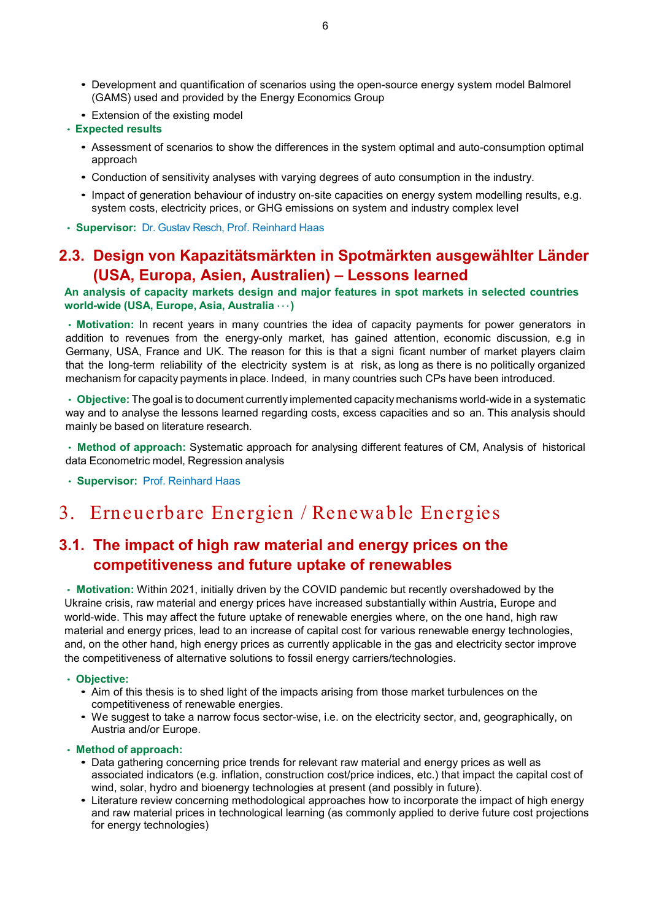- Development and quantification of scenarios using the open-source energy system model Balmorel (GAMS) used and provided by the Energy Economics Group
- Extension of the existing model

- **Expected results**
  - Assessment of scenarios to show the differences in the system optimal and auto-consumption optimal approach
  - Conduction of sensitivity analyses with varying degrees of auto consumption in the industry.
  - Impact of generation behaviour of industry on-site capacities on energy system modelling results, e.g. system costs, electricity prices, or GHG emissions on system and industry complex level

- **Supervisor:** Dr. Gustav Resch, Prof. Reinhard Haas

## 2.3. Design von Kapazitätsmärkten in Spotmärkten ausgewählter Länder (USA, Europa, Asien, Australien) – Lessons learned

**An analysis of capacity markets design and major features in spot markets in selected countries world-wide (USA, Europe, Asia, Australia ···)**

- **Motivation:** In recent years in many countries the idea of capacity payments for power generators in addition to revenues from the energy-only market, has gained attention, economic discussion, e.g in Germany, USA, France and UK. The reason for this is that a signi ficant number of market players claim that the long-term reliability of the electricity system is at risk, as long as there is no politically organized mechanism for capacity payments in place. Indeed, in many countries such CPs have been introduced.

- **Objective:** The goal is to document currently implemented capacity mechanisms world-wide in a systematic way and to analyse the lessons learned regarding costs, excess capacities and so an. This analysis should mainly be based on literature research.

- **Method of approach:** Systematic approach for analysing different features of CM, Analysis of historical data Econometric model, Regression analysis

- **Supervisor:** Prof. Reinhard Haas

# 3. Erneuerbare Energien / Renewable Energies

## 3.1. The impact of high raw material and energy prices on the competitiveness and future uptake of renewables

- **Motivation:** Within 2021, initially driven by the COVID pandemic but recently overshadowed by the Ukraine crisis, raw material and energy prices have increased substantially within Austria, Europe and world-wide. This may affect the future uptake of renewable energies where, on the one hand, high raw material and energy prices, lead to an increase of capital cost for various renewable energy technologies, and, on the other hand, high energy prices as currently applicable in the gas and electricity sector improve the competitiveness of alternative solutions to fossil energy carriers/technologies.

- **Objective:**
  - Aim of this thesis is to shed light of the impacts arising from those market turbulences on the competitiveness of renewable energies.
  - We suggest to take a narrow focus sector-wise, i.e. on the electricity sector, and, geographically, on Austria and/or Europe.

- **Method of approach:**
  - Data gathering concerning price trends for relevant raw material and energy prices as well as associated indicators (e.g. inflation, construction cost/price indices, etc.) that impact the capital cost of wind, solar, hydro and bioenergy technologies at present (and possibly in future).
  - Literature review concerning methodological approaches how to incorporate the impact of high energy and raw material prices in technological learning (as commonly applied to derive future cost projections for energy technologies)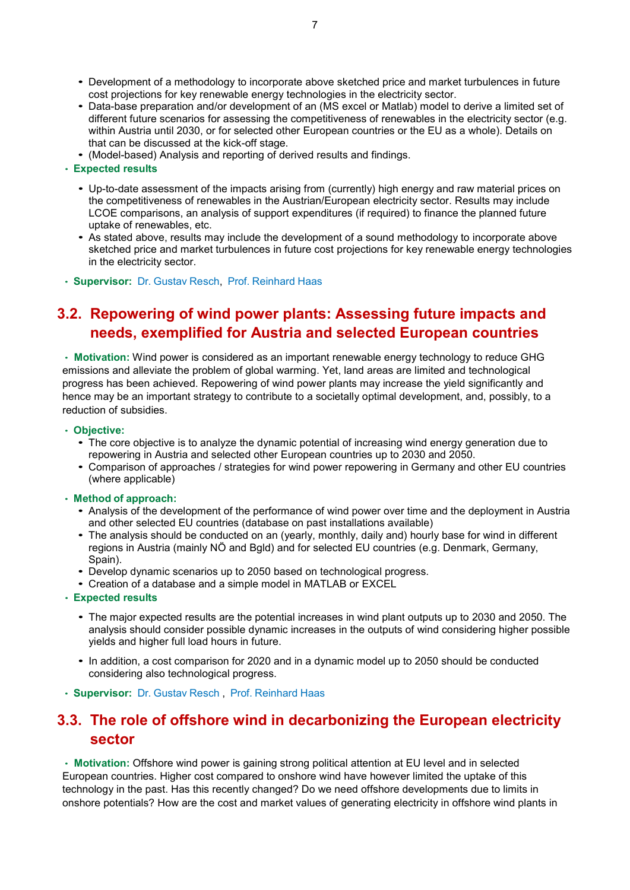- Development of a methodology to incorporate above sketched price and market turbulences in future cost projections for key renewable energy technologies in the electricity sector.
- Data-base preparation and/or development of an (MS excel or Matlab) model to derive a limited set of different future scenarios for assessing the competitiveness of renewables in the electricity sector (e.g. within Austria until 2030, or for selected other European countries or the EU as a whole). Details on that can be discussed at the kick-off stage.
- (Model-based) Analysis and reporting of derived results and findings.

- **Expected results**
  - Up-to-date assessment of the impacts arising from (currently) high energy and raw material prices on the competitiveness of renewables in the Austrian/European electricity sector. Results may include LCOE comparisons, an analysis of support expenditures (if required) to finance the planned future uptake of renewables, etc.
  - As stated above, results may include the development of a sound methodology to incorporate above sketched price and market turbulences in future cost projections for key renewable energy technologies in the electricity sector.

- **Supervisor:** Dr. Gustav Resch, Prof. Reinhard Haas

## 3.2. Repowering of wind power plants: Assessing future impacts and needs, exemplified for Austria and selected European countries

- **Motivation:** Wind power is considered as an important renewable energy technology to reduce GHG emissions and alleviate the problem of global warming. Yet, land areas are limited and technological progress has been achieved. Repowering of wind power plants may increase the yield significantly and hence may be an important strategy to contribute to a societally optimal development, and, possibly, to a reduction of subsidies.

- **Objective:**
  - The core objective is to analyze the dynamic potential of increasing wind energy generation due to repowering in Austria and selected other European countries up to 2030 and 2050.
  - Comparison of approaches / strategies for wind power repowering in Germany and other EU countries (where applicable)

- **Method of approach:**
  - Analysis of the development of the performance of wind power over time and the deployment in Austria and other selected EU countries (database on past installations available)
  - The analysis should be conducted on an (yearly, monthly, daily and) hourly base for wind in different regions in Austria (mainly NÖ and Bgld) and for selected EU countries (e.g. Denmark, Germany, Spain).
  - Develop dynamic scenarios up to 2050 based on technological progress.
  - Creation of a database and a simple model in MATLAB or EXCEL

- **Expected results**
  - The major expected results are the potential increases in wind plant outputs up to 2030 and 2050. The analysis should consider possible dynamic increases in the outputs of wind considering higher possible yields and higher full load hours in future.
  - In addition, a cost comparison for 2020 and in a dynamic model up to 2050 should be conducted considering also technological progress.

- **Supervisor:** Dr. Gustav Resch , Prof. Reinhard Haas

## 3.3. The role of offshore wind in decarbonizing the European electricity sector

- **Motivation:** Offshore wind power is gaining strong political attention at EU level and in selected European countries. Higher cost compared to onshore wind have however limited the uptake of this technology in the past. Has this recently changed? Do we need offshore developments due to limits in onshore potentials? How are the cost and market values of generating electricity in offshore wind plants in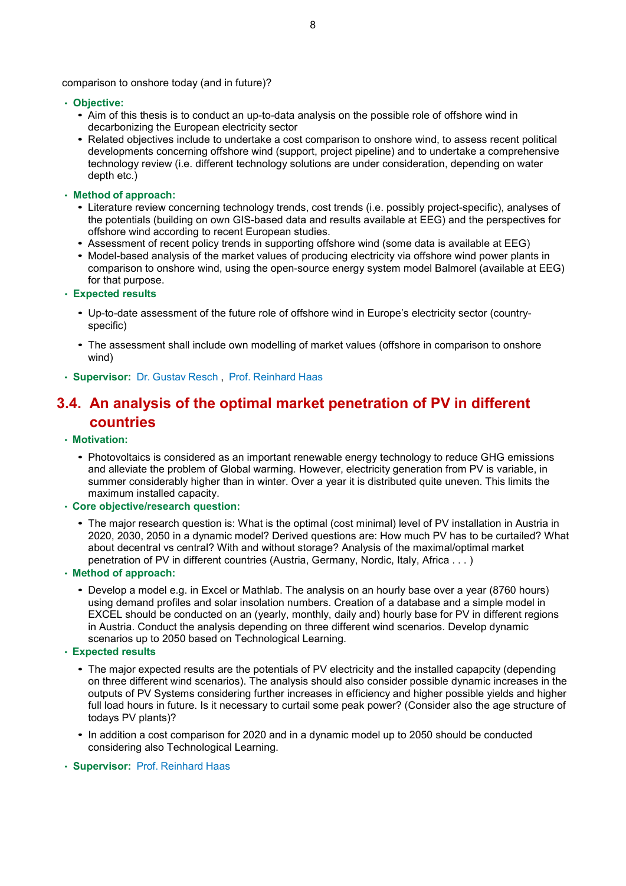comparison to onshore today (and in future)?

- **Objective:**
  - Aim of this thesis is to conduct an up-to-data analysis on the possible role of offshore wind in decarbonizing the European electricity sector
  - Related objectives include to undertake a cost comparison to onshore wind, to assess recent political developments concerning offshore wind (support, project pipeline) and to undertake a comprehensive technology review (i.e. different technology solutions are under consideration, depending on water depth etc.)
- **Method of approach:**
  - Literature review concerning technology trends, cost trends (i.e. possibly project-specific), analyses of the potentials (building on own GIS-based data and results available at EEG) and the perspectives for offshore wind according to recent European studies.
  - Assessment of recent policy trends in supporting offshore wind (some data is available at EEG)
  - Model-based analysis of the market values of producing electricity via offshore wind power plants in comparison to onshore wind, using the open-source energy system model Balmorel (available at EEG) for that purpose.
- **Expected results**
  - Up-to-date assessment of the future role of offshore wind in Europe's electricity sector (country-specific)
  - The assessment shall include own modelling of market values (offshore in comparison to onshore wind)
- **Supervisor:** Dr. Gustav Resch , Prof. Reinhard Haas

## 3.4. An analysis of the optimal market penetration of PV in different countries

- **Motivation:**
  - Photovoltaics is considered as an important renewable energy technology to reduce GHG emissions and alleviate the problem of Global warming. However, electricity generation from PV is variable, in summer considerably higher than in winter. Over a year it is distributed quite uneven. This limits the maximum installed capacity.
- **Core objective/research question:**
  - The major research question is: What is the optimal (cost minimal) level of PV installation in Austria in 2020, 2030, 2050 in a dynamic model? Derived questions are: How much PV has to be curtailed? What about decentral vs central? With and without storage? Analysis of the maximal/optimal market penetration of PV in different countries (Austria, Germany, Nordic, Italy, Africa . . . )
- **Method of approach:**
  - Develop a model e.g. in Excel or Mathlab. The analysis on an hourly base over a year (8760 hours) using demand profiles and solar insolation numbers. Creation of a database and a simple model in EXCEL should be conducted on an (yearly, monthly, daily and) hourly base for PV in different regions in Austria. Conduct the analysis depending on three different wind scenarios. Develop dynamic scenarios up to 2050 based on Technological Learning.
- **Expected results**
  - The major expected results are the potentials of PV electricity and the installed capapcity (depending on three different wind scenarios). The analysis should also consider possible dynamic increases in the outputs of PV Systems considering further increases in efficiency and higher possible yields and higher full load hours in future. Is it necessary to curtail some peak power? (Consider also the age structure of todays PV plants)?
  - In addition a cost comparison for 2020 and in a dynamic model up to 2050 should be conducted considering also Technological Learning.
- **Supervisor:** Prof. Reinhard Haas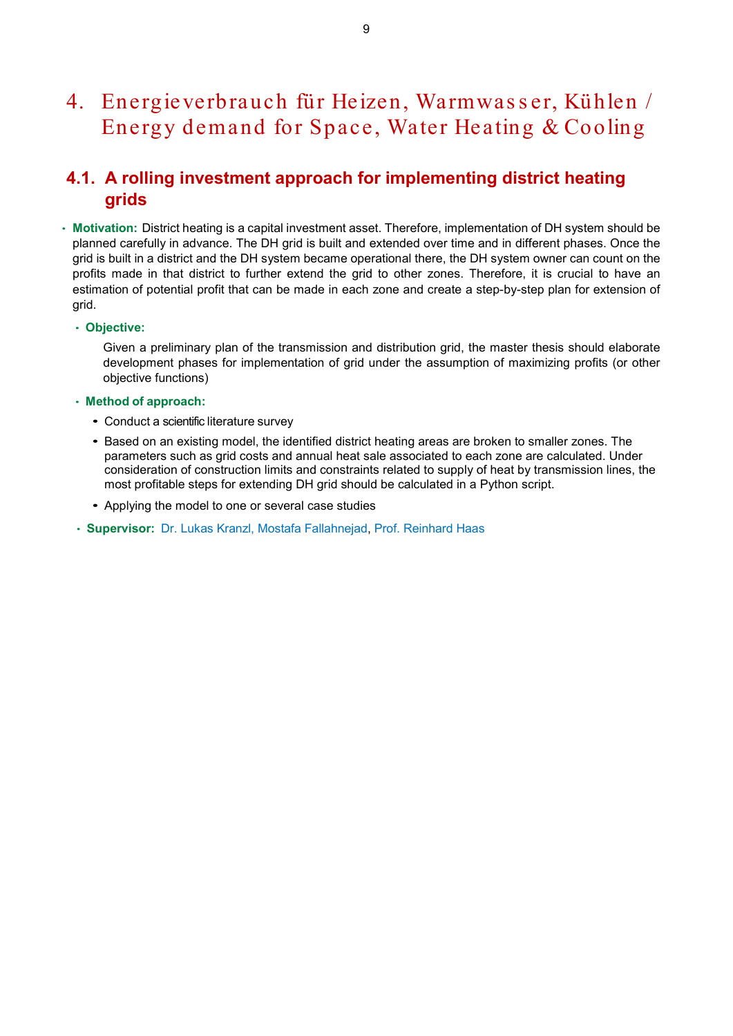# 4. Energieverbrauch für Heizen, Warmwasser, Kühlen / Energy demand for Space, Water Heating & Cooling

## 4.1. A rolling investment approach for implementing district heating grids

- **Motivation:** District heating is a capital investment asset. Therefore, implementation of DH system should be planned carefully in advance. The DH grid is built and extended over time and in different phases. Once the grid is built in a district and the DH system became operational there, the DH system owner can count on the profits made in that district to further extend the grid to other zones. Therefore, it is crucial to have an estimation of potential profit that can be made in each zone and create a step-by-step plan for extension of grid.
  - **Objective:**

    Given a preliminary plan of the transmission and distribution grid, the master thesis should elaborate development phases for implementation of grid under the assumption of maximizing profits (or other objective functions)

  - **Method of approach:**
    - Conduct a scientific literature survey
    - Based on an existing model, the identified district heating areas are broken to smaller zones. The parameters such as grid costs and annual heat sale associated to each zone are calculated. Under consideration of construction limits and constraints related to supply of heat by transmission lines, the most profitable steps for extending DH grid should be calculated in a Python script.
    - Applying the model to one or several case studies
  - **Supervisor:** Dr. Lukas Kranzl, Mostafa Fallahnejad, Prof. Reinhard Haas